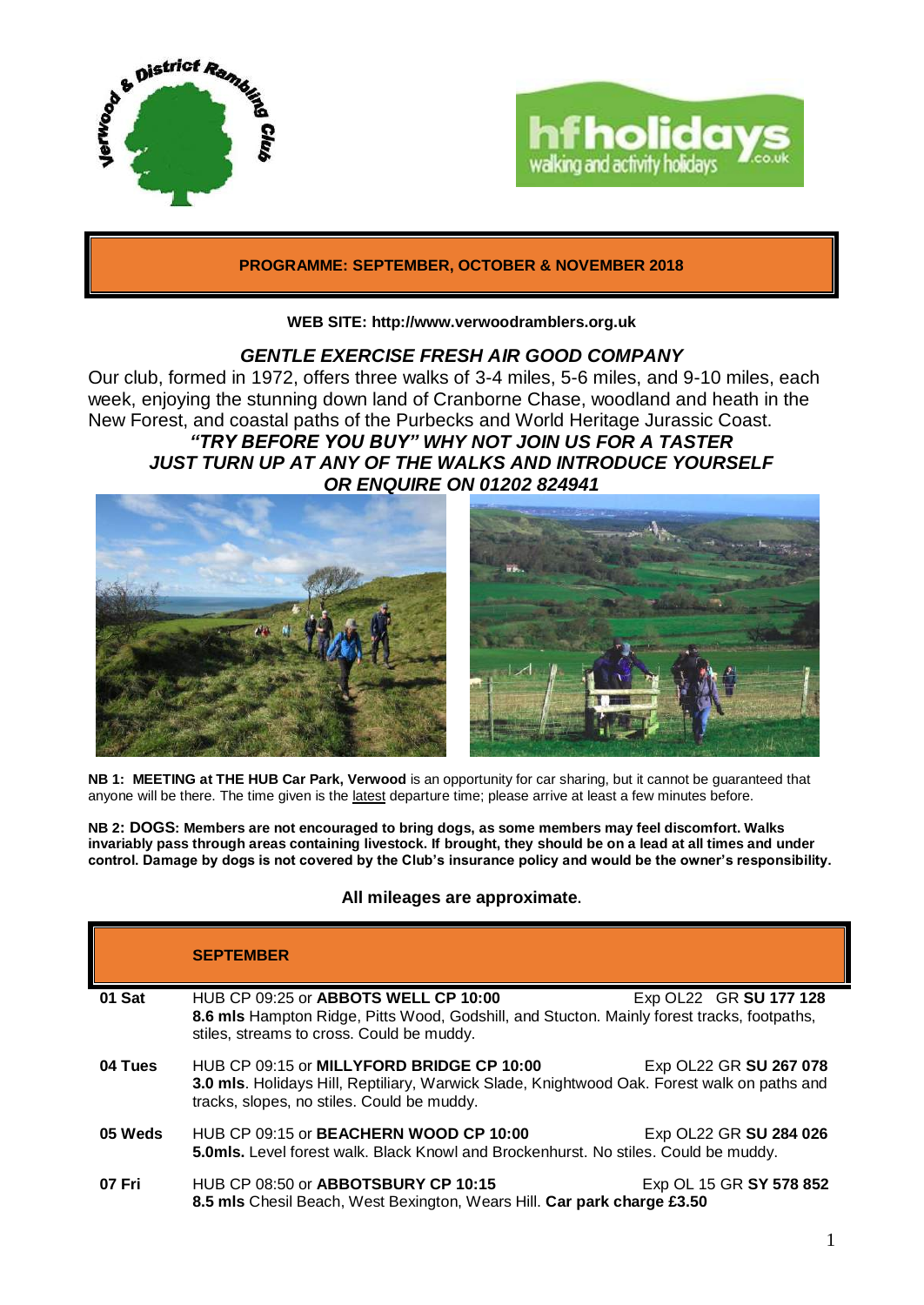**PROGRAMME: SEPTEMBER, OCTOBER & NOVEMBER 2018**

**WEB SITE: http://www.verwoodramblers.org.uk**

## *GENTLE EXERCISE FRESH AIR GOOD COMPANY*

Our club, formed in 1972, offers three walks of 3-4 miles, 5-6 miles, and 9-10 miles, each week, enjoying the stunning down land of Cranborne Chase, woodland and heath in the New Forest, and coastal paths of the Purbecks and World Heritage Jurassic Coast.

***"TRY BEFORE YOU BUY" WHY NOT JOIN US FOR A TASTER***
***JUST TURN UP AT ANY OF THE WALKS AND INTRODUCE YOURSELF***
***OR ENQUIRE ON 01202 824941***

**NB 1: MEETING at THE HUB Car Park, Verwood** is an opportunity for car sharing, but it cannot be guaranteed that anyone will be there. The time given is the latest departure time; please arrive at least a few minutes before.

**NB 2: DOGS: Members are not encouraged to bring dogs, as some members may feel discomfort. Walks invariably pass through areas containing livestock. If brought, they should be on a lead at all times and under control. Damage by dogs is not covered by the Club's insurance policy and would be the owner's responsibility.**

**All mileages are approximate.**

| | **SEPTEMBER** |
|---|---|
| **01 Sat** | HUB CP 09:25 or **ABBOTS WELL CP 10:00** — Exp OL22 GR **SU 177 128**<br>**8.6 mls** Hampton Ridge, Pitts Wood, Godshill, and Stucton. Mainly forest tracks, footpaths, stiles, streams to cross. Could be muddy. |
| **04 Tues** | HUB CP 09:15 or **MILLYFORD BRIDGE CP 10:00** — Exp OL22 GR **SU 267 078**<br>**3.0 mls**. Holidays Hill, Reptiliary, Warwick Slade, Knightwood Oak. Forest walk on paths and tracks, slopes, no stiles. Could be muddy. |
| **05 Weds** | HUB CP 09:15 or **BEACHERN WOOD CP 10:00** — Exp OL22 GR **SU 284 026**<br>**5.0mls.** Level forest walk. Black Knowl and Brockenhurst. No stiles. Could be muddy. |
| **07 Fri** | HUB CP 08:50 or **ABBOTSBURY CP 10:15** — Exp OL 15 GR **SY 578 852**<br>**8.5 mls** Chesil Beach, West Bexington, Wears Hill. **Car park charge £3.50** |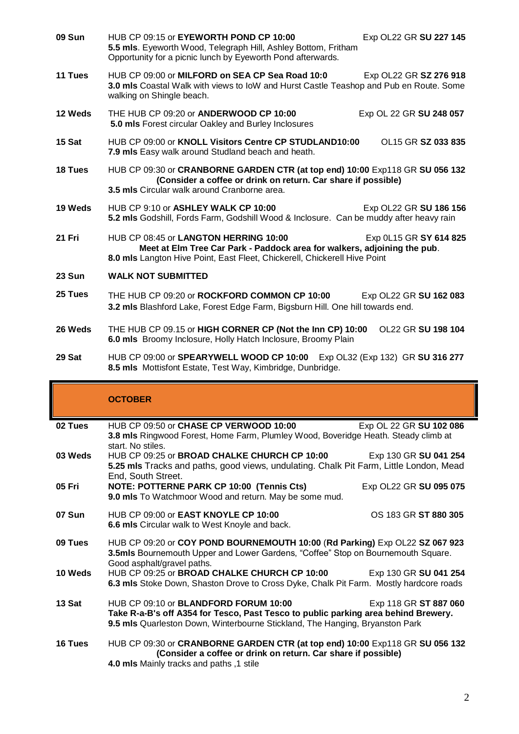**09 Sun** HUB CP 09:15 or **EYEWORTH POND CP 10:00** Exp OL22 GR **SU 227 145**
**5.5 mls**. Eyeworth Wood, Telegraph Hill, Ashley Bottom, Fritham
Opportunity for a picnic lunch by Eyeworth Pond afterwards.

**11 Tues** HUB CP 09:00 or **MILFORD on SEA CP Sea Road 10:0** Exp OL22 GR **SZ 276 918**
**3.0 mls** Coastal Walk with views to IoW and Hurst Castle Teashop and Pub en Route. Some walking on Shingle beach.

**12 Weds** THE HUB CP 09:20 or **ANDERWOOD CP 10:00** Exp OL 22 GR **SU 248 057**
**5.0 mls** Forest circular Oakley and Burley Inclosures

**15 Sat** HUB CP 09:00 or **KNOLL Visitors Centre CP STUDLAND10:00** OL15 GR **SZ 033 835**
**7.9 mls** Easy walk around Studland beach and heath.

**18 Tues** HUB CP 09:30 or **CRANBORNE GARDEN CTR (at top end) 10:00** Exp118 GR **SU 056 132**
**(Consider a coffee or drink on return. Car share if possible)**
**3.5 mls** Circular walk around Cranborne area.

**19 Weds** HUB CP 9:10 or **ASHLEY WALK CP 10:00** Exp OL22 GR **SU 186 156**
**5.2 mls** Godshill, Fords Farm, Godshill Wood & Inclosure. Can be muddy after heavy rain

**21 Fri** HUB CP 08:45 or **LANGTON HERRING 10:00** Exp 0L15 GR **SY 614 825**
**Meet at Elm Tree Car Park - Paddock area for walkers, adjoining the pub**.
**8.0 mls** Langton Hive Point, East Fleet, Chickerell, Chickerell Hive Point

**23 Sun** **WALK NOT SUBMITTED**

**25 Tues** THE HUB CP 09:20 or **ROCKFORD COMMON CP 10:00** Exp OL22 GR **SU 162 083**
**3.2 mls** Blashford Lake, Forest Edge Farm, Bigsburn Hill. One hill towards end.

**26 Weds** THE HUB CP 09.15 or **HIGH CORNER CP (Not the Inn CP) 10:00** OL22 GR **SU 198 104**
**6.0 mls** Broomy Inclosure, Holly Hatch Inclosure, Broomy Plain

**29 Sat** HUB CP 09:00 or **SPEARYWELL WOOD CP 10:00** Exp OL32 (Exp 132) GR **SU 316 277**
**8.5 mls** Mottisfont Estate, Test Way, Kimbridge, Dunbridge.

## OCTOBER

**02 Tues** HUB CP 09:50 or **CHASE CP VERWOOD 10:00** Exp OL 22 GR **SU 102 086**
**3.8 mls** Ringwood Forest, Home Farm, Plumley Wood, Boveridge Heath. Steady climb at start. No stiles.

**03 Weds** HUB CP 09:25 or **BROAD CHALKE CHURCH CP 10:00** Exp 130 GR **SU 041 254**
**5.25 mls** Tracks and paths, good views, undulating. Chalk Pit Farm, Little London, Mead End, South Street.

**05 Fri** **NOTE: POTTERNE PARK CP 10:00 (Tennis Cts)** Exp OL22 GR **SU 095 075**
**9.0 mls** To Watchmoor Wood and return. May be some mud.

**07 Sun** HUB CP 09:00 or **EAST KNOYLE CP 10:00** OS 183 GR **ST 880 305**
**6.6 mls** Circular walk to West Knoyle and back.

**09 Tues** HUB CP 09:20 or **COY POND BOURNEMOUTH 10:00** (**Rd Parking)** Exp OL22 **SZ 067 923**
**3.5mls** Bournemouth Upper and Lower Gardens, "Coffee" Stop on Bournemouth Square. Good asphalt/gravel paths.

**10 Weds** HUB CP 09:25 or **BROAD CHALKE CHURCH CP 10:00** Exp 130 GR **SU 041 254**
**6.3 mls** Stoke Down, Shaston Drove to Cross Dyke, Chalk Pit Farm. Mostly hardcore roads

**13 Sat** HUB CP 09:10 or **BLANDFORD FORUM 10:00** Exp 118 GR **ST 887 060**
**Take R-a-B's off A354 for Tesco, Past Tesco to public parking area behind Brewery.**
**9.5 mls** Quarleston Down, Winterbourne Stickland, The Hanging, Bryanston Park

**16 Tues** HUB CP 09:30 or **CRANBORNE GARDEN CTR (at top end) 10:00** Exp118 GR **SU 056 132**
**(Consider a coffee or drink on return. Car share if possible)**
**4.0 mls** Mainly tracks and paths ,1 stile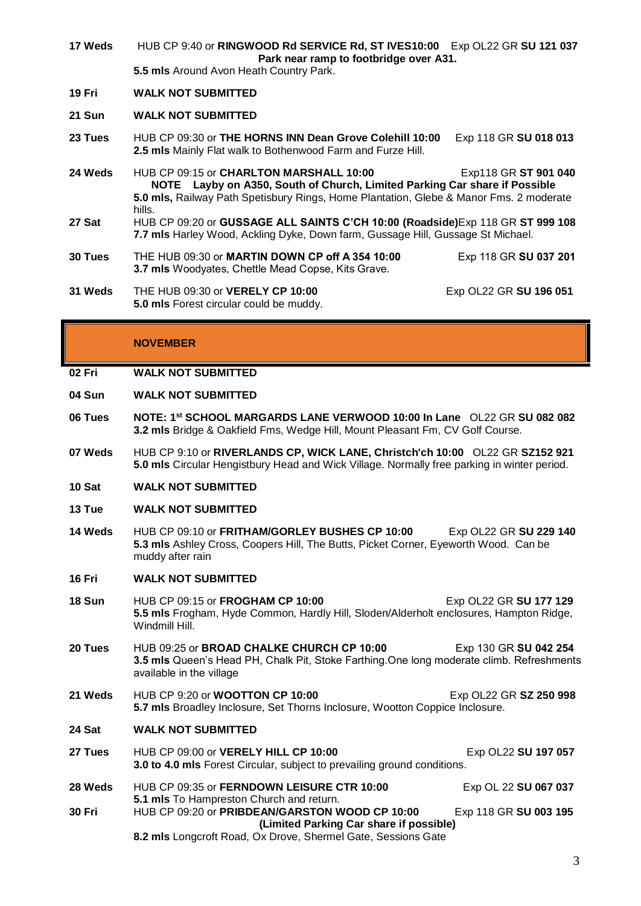**17 Weds** HUB CP 9:40 or **RINGWOOD Rd SERVICE Rd, ST IVES10:00** Exp OL22 GR **SU 121 037**
**Park near ramp to footbridge over A31.**
**5.5 mls** Around Avon Heath Country Park.

**19 Fri** **WALK NOT SUBMITTED**

**21 Sun** **WALK NOT SUBMITTED**

**23 Tues** HUB CP 09:30 or **THE HORNS INN Dean Grove Colehill 10:00** Exp 118 GR **SU 018 013**
**2.5 mls** Mainly Flat walk to Bothenwood Farm and Furze Hill.

**24 Weds** HUB CP 09:15 or **CHARLTON MARSHALL 10:00** Exp118 GR **ST 901 040**
**NOTE Layby on A350, South of Church, Limited Parking Car share if Possible**
**5.0 mls,** Railway Path Spetisbury Rings, Home Plantation, Glebe & Manor Fms. 2 moderate hills.

**27 Sat** HUB CP 09:20 or **GUSSAGE ALL SAINTS C'CH 10:00 (Roadside)**Exp 118 GR **ST 999 108**
**7.7 mls** Harley Wood, Ackling Dyke, Down farm, Gussage Hill, Gussage St Michael.

**30 Tues** THE HUB 09:30 or **MARTIN DOWN CP off A 354 10:00** Exp 118 GR **SU 037 201**
**3.7 mls** Woodyates, Chettle Mead Copse, Kits Grave.

**31 Weds** THE HUB 09:30 or **VERELY CP 10:00** Exp OL22 GR **SU 196 051**
**5.0 mls** Forest circular could be muddy.

## NOVEMBER

**02 Fri** **WALK NOT SUBMITTED**

**04 Sun** **WALK NOT SUBMITTED**

**06 Tues** **NOTE: 1st SCHOOL MARGARDS LANE VERWOOD 10:00 In Lane** OL22 GR **SU 082 082**
**3.2 mls** Bridge & Oakfield Fms, Wedge Hill, Mount Pleasant Fm, CV Golf Course.

**07 Weds** HUB CP 9:10 or **RIVERLANDS CP, WICK LANE, Christch'ch 10:00** OL22 GR **SZ152 921**
**5.0 mls** Circular Hengistbury Head and Wick Village. Normally free parking in winter period.

**10 Sat** **WALK NOT SUBMITTED**

**13 Tue** **WALK NOT SUBMITTED**

**14 Weds** HUB CP 09:10 or **FRITHAM/GORLEY BUSHES CP 10:00** Exp OL22 GR **SU 229 140**
**5.3 mls** Ashley Cross, Coopers Hill, The Butts, Picket Corner, Eyeworth Wood. Can be muddy after rain

**16 Fri** **WALK NOT SUBMITTED**

**18 Sun** HUB CP 09:15 or **FROGHAM CP 10:00** Exp OL22 GR **SU 177 129**
**5.5 mls** Frogham, Hyde Common, Hardly Hill, Sloden/Alderholt enclosures, Hampton Ridge, Windmill Hill.

**20 Tues** HUB 09:25 or **BROAD CHALKE CHURCH CP 10:00** Exp 130 GR **SU 042 254**
**3.5 mls** Queen's Head PH, Chalk Pit, Stoke Farthing.One long moderate climb. Refreshments available in the village

**21 Weds** HUB CP 9:20 or **WOOTTON CP 10:00** Exp OL22 GR **SZ 250 998**
**5.7 mls** Broadley Inclosure, Set Thorns Inclosure, Wootton Coppice Inclosure.

**24 Sat** **WALK NOT SUBMITTED**

**27 Tues** HUB CP 09:00 or **VERELY HILL CP 10:00** Exp OL22 **SU 197 057**
**3.0 to 4.0 mls** Forest Circular, subject to prevailing ground conditions.

**28 Weds** HUB CP 09:35 or **FERNDOWN LEISURE CTR 10:00** Exp OL 22 **SU 067 037**
**5.1 mls** To Hampreston Church and return.

**30 Fri** HUB CP 09:20 or **PRIBDEAN/GARSTON WOOD CP 10:00** Exp 118 GR **SU 003 195**
**(Limited Parking Car share if possible)**
**8.2 mls** Longcroft Road, Ox Drove, Shermel Gate, Sessions Gate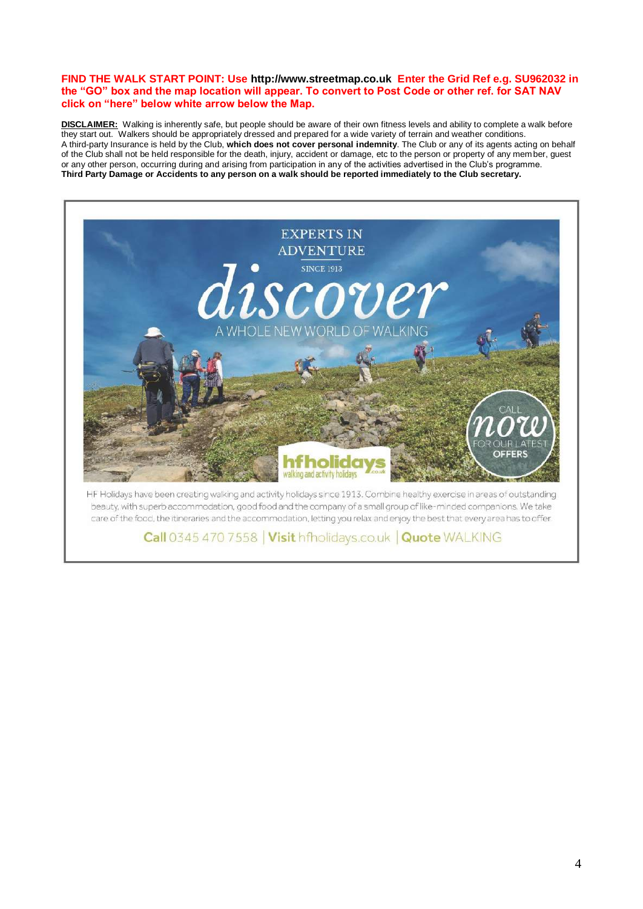**FIND THE WALK START POINT: Use http://www.streetmap.co.uk Enter the Grid Ref e.g. SU962032 in the "GO" box and the map location will appear. To convert to Post Code or other ref. for SAT NAV click on "here" below white arrow below the Map.**

**DISCLAIMER:** Walking is inherently safe, but people should be aware of their own fitness levels and ability to complete a walk before they start out. Walkers should be appropriately dressed and prepared for a wide variety of terrain and weather conditions.
A third-party Insurance is held by the Club, **which does not cover personal indemnity**. The Club or any of its agents acting on behalf of the Club shall not be held responsible for the death, injury, accident or damage, etc to the person or property of any member, guest or any other person, occurring during and arising from participation in any of the activities advertised in the Club's programme.
**Third Party Damage or Accidents to any person on a walk should be reported immediately to the Club secretary.**

EXPERTS IN ADVENTURE

SINCE 1913

*discover*

A WHOLE NEW WORLD OF WALKING

CALL *now* FOR OUR LATEST OFFERS

hfholidays.co.uk
walking and activity holidays

HF Holidays have been creating walking and activity holidays since 1913. Combine healthy exercise in areas of outstanding beauty, with superb accommodation, good food and the company of a small group of like-minded companions. We take care of the food, the itineraries and the accommodation, letting you relax and enjoy the best that every area has to offer.

**Call** 0345 470 7558 | **Visit** hfholidays.co.uk | **Quote** WALKING